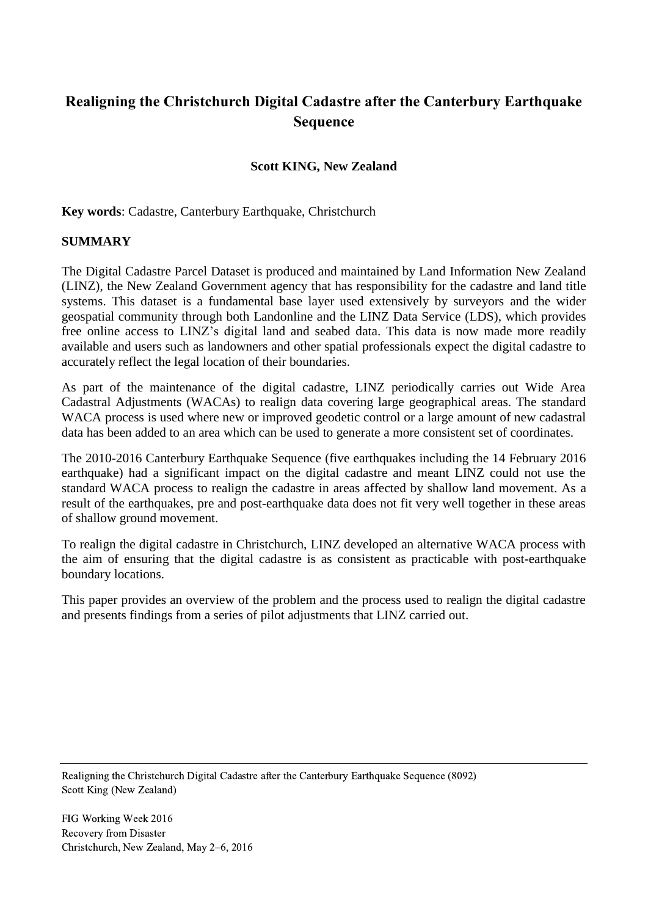# Realigning the Christchurch Digital Cadastre after the Canterbury Earthquake Sequence

**Scott KING, New Zealand**

**Key words**: Cadastre, Canterbury Earthquake, Christchurch

## SUMMARY

The Digital Cadastre Parcel Dataset is produced and maintained by Land Information New Zealand (LINZ), the New Zealand Government agency that has responsibility for the cadastre and land title systems. This dataset is a fundamental base layer used extensively by surveyors and the wider geospatial community through both Landonline and the LINZ Data Service (LDS), which provides free online access to LINZ's digital land and seabed data. This data is now made more readily available and users such as landowners and other spatial professionals expect the digital cadastre to accurately reflect the legal location of their boundaries.

As part of the maintenance of the digital cadastre, LINZ periodically carries out Wide Area Cadastral Adjustments (WACAs) to realign data covering large geographical areas. The standard WACA process is used where new or improved geodetic control or a large amount of new cadastral data has been added to an area which can be used to generate a more consistent set of coordinates.

The 2010-2016 Canterbury Earthquake Sequence (five earthquakes including the 14 February 2016 earthquake) had a significant impact on the digital cadastre and meant LINZ could not use the standard WACA process to realign the cadastre in areas affected by shallow land movement. As a result of the earthquakes, pre and post-earthquake data does not fit very well together in these areas of shallow ground movement.

To realign the digital cadastre in Christchurch, LINZ developed an alternative WACA process with the aim of ensuring that the digital cadastre is as consistent as practicable with post-earthquake boundary locations.

This paper provides an overview of the problem and the process used to realign the digital cadastre and presents findings from a series of pilot adjustments that LINZ carried out.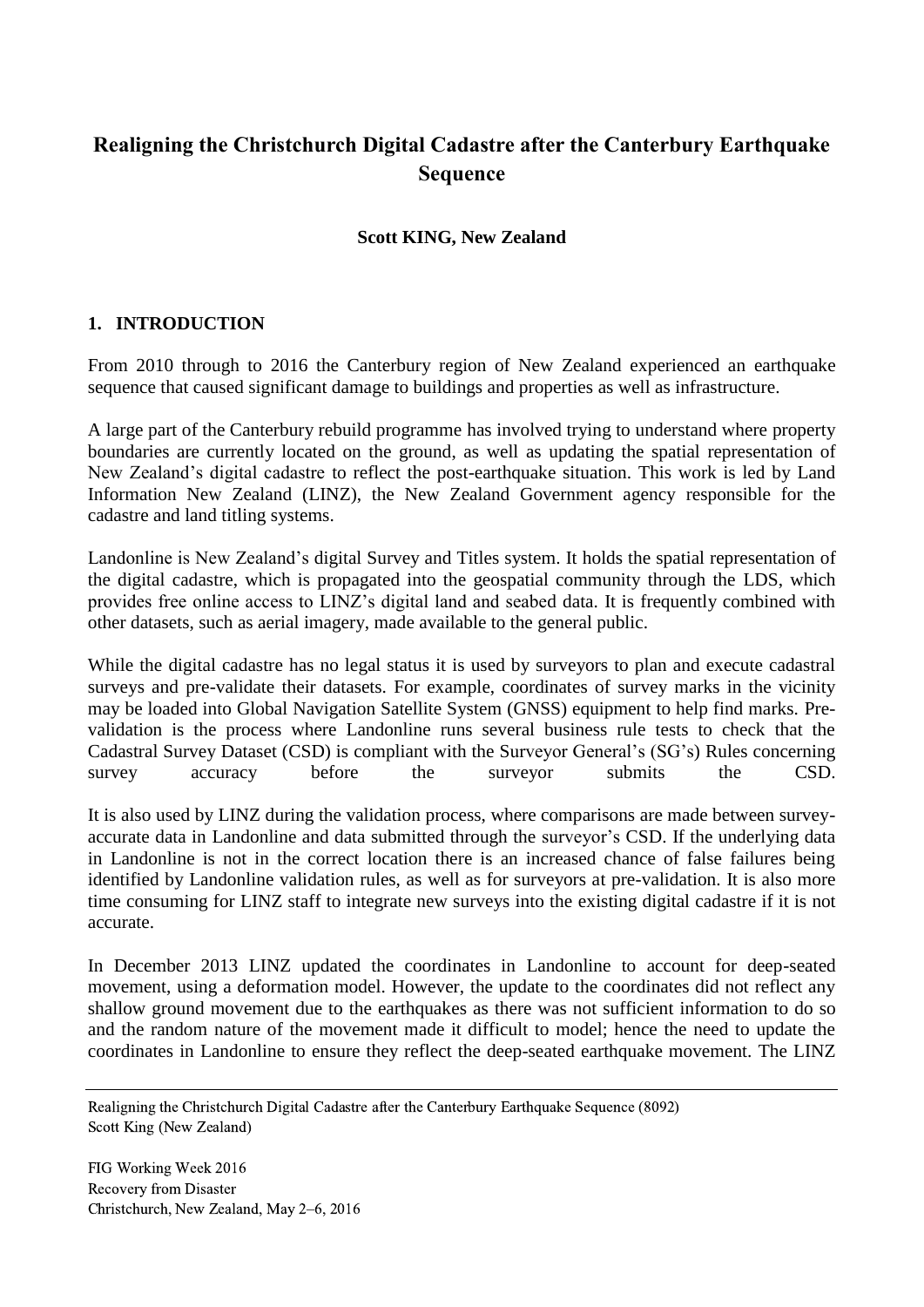# Realigning the Christchurch Digital Cadastre after the Canterbury Earthquake Sequence

**Scott KING, New Zealand**

## 1. INTRODUCTION

From 2010 through to 2016 the Canterbury region of New Zealand experienced an earthquake sequence that caused significant damage to buildings and properties as well as infrastructure.

A large part of the Canterbury rebuild programme has involved trying to understand where property boundaries are currently located on the ground, as well as updating the spatial representation of New Zealand's digital cadastre to reflect the post-earthquake situation. This work is led by Land Information New Zealand (LINZ), the New Zealand Government agency responsible for the cadastre and land titling systems.

Landonline is New Zealand's digital Survey and Titles system. It holds the spatial representation of the digital cadastre, which is propagated into the geospatial community through the LDS, which provides free online access to LINZ's digital land and seabed data. It is frequently combined with other datasets, such as aerial imagery, made available to the general public.

While the digital cadastre has no legal status it is used by surveyors to plan and execute cadastral surveys and pre-validate their datasets. For example, coordinates of survey marks in the vicinity may be loaded into Global Navigation Satellite System (GNSS) equipment to help find marks. Pre-validation is the process where Landonline runs several business rule tests to check that the Cadastral Survey Dataset (CSD) is compliant with the Surveyor General's (SG's) Rules concerning survey accuracy before the surveyor submits the CSD.

It is also used by LINZ during the validation process, where comparisons are made between survey-accurate data in Landonline and data submitted through the surveyor's CSD. If the underlying data in Landonline is not in the correct location there is an increased chance of false failures being identified by Landonline validation rules, as well as for surveyors at pre-validation. It is also more time consuming for LINZ staff to integrate new surveys into the existing digital cadastre if it is not accurate.

In December 2013 LINZ updated the coordinates in Landonline to account for deep-seated movement, using a deformation model. However, the update to the coordinates did not reflect any shallow ground movement due to the earthquakes as there was not sufficient information to do so and the random nature of the movement made it difficult to model; hence the need to update the coordinates in Landonline to ensure they reflect the deep-seated earthquake movement. The LINZ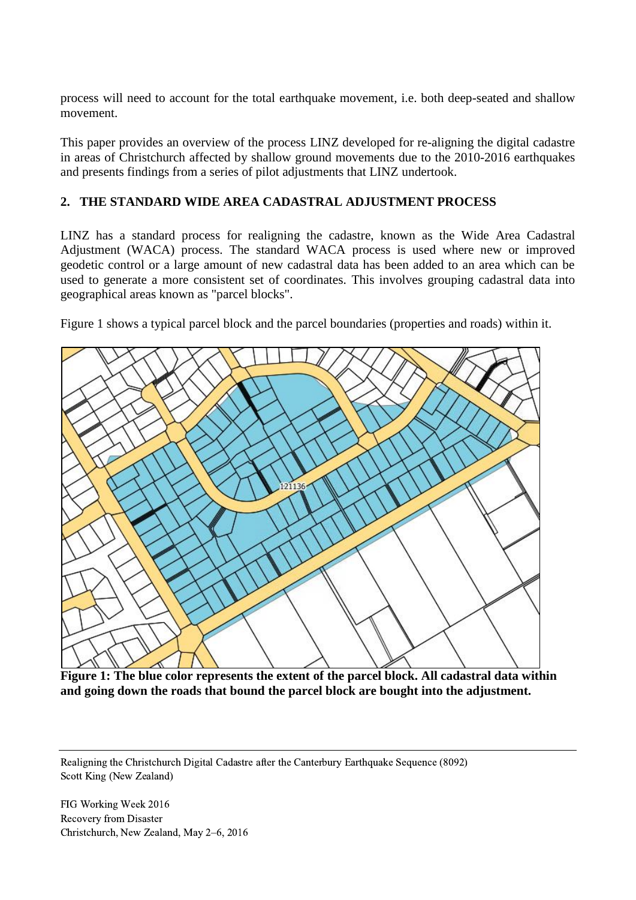process will need to account for the total earthquake movement, i.e. both deep-seated and shallow movement.

This paper provides an overview of the process LINZ developed for re-aligning the digital cadastre in areas of Christchurch affected by shallow ground movements due to the 2010-2016 earthquakes and presents findings from a series of pilot adjustments that LINZ undertook.

## 2. THE STANDARD WIDE AREA CADASTRAL ADJUSTMENT PROCESS

LINZ has a standard process for realigning the cadastre, known as the Wide Area Cadastral Adjustment (WACA) process. The standard WACA process is used where new or improved geodetic control or a large amount of new cadastral data has been added to an area which can be used to generate a more consistent set of coordinates. This involves grouping cadastral data into geographical areas known as "parcel blocks".

Figure 1 shows a typical parcel block and the parcel boundaries (properties and roads) within it.

**Figure 1: The blue color represents the extent of the parcel block. All cadastral data within and going down the roads that bound the parcel block are bought into the adjustment.**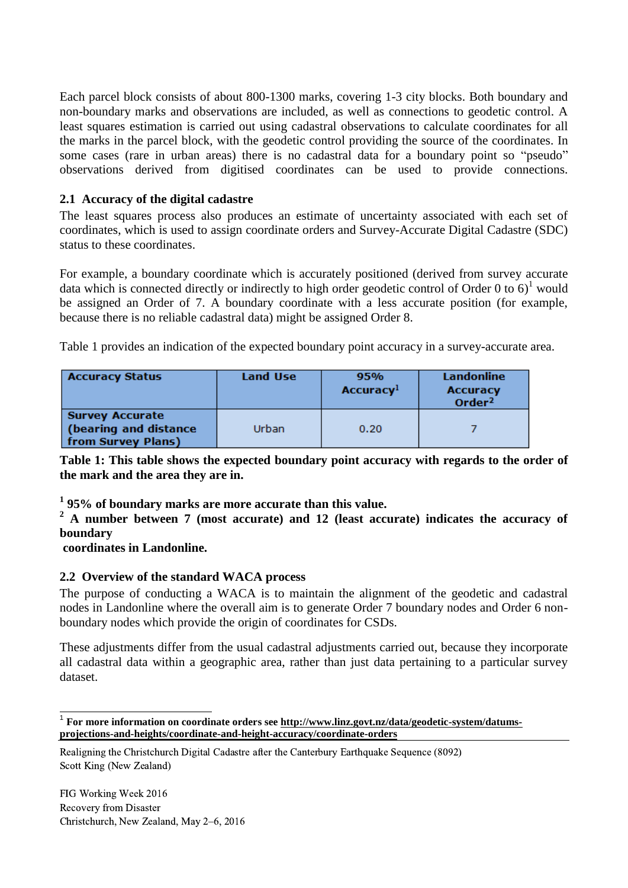Each parcel block consists of about 800-1300 marks, covering 1-3 city blocks. Both boundary and non-boundary marks and observations are included, as well as connections to geodetic control. A least squares estimation is carried out using cadastral observations to calculate coordinates for all the marks in the parcel block, with the geodetic control providing the source of the coordinates. In some cases (rare in urban areas) there is no cadastral data for a boundary point so "pseudo" observations derived from digitised coordinates can be used to provide connections.

### 2.1 Accuracy of the digital cadastre

The least squares process also produces an estimate of uncertainty associated with each set of coordinates, which is used to assign coordinate orders and Survey-Accurate Digital Cadastre (SDC) status to these coordinates.

For example, a boundary coordinate which is accurately positioned (derived from survey accurate data which is connected directly or indirectly to high order geodetic control of Order 0 to 6)[1] would be assigned an Order of 7. A boundary coordinate with a less accurate position (for example, because there is no reliable cadastral data) might be assigned Order 8.

Table 1 provides an indication of the expected boundary point accuracy in a survey-accurate area.

| Accuracy Status | Land Use | 95% Accuracy[1] | Landonline Accuracy Order[2] |
|---|---|---|---|
| Survey Accurate (bearing and distance from Survey Plans) | Urban | 0.20 | 7 |

**Table 1: This table shows the expected boundary point accuracy with regards to the order of the mark and the area they are in.**

**[1] 95% of boundary marks are more accurate than this value.**
**[2] A number between 7 (most accurate) and 12 (least accurate) indicates the accuracy of boundary coordinates in Landonline.**

### 2.2 Overview of the standard WACA process

The purpose of conducting a WACA is to maintain the alignment of the geodetic and cadastral nodes in Landonline where the overall aim is to generate Order 7 boundary nodes and Order 6 non-boundary nodes which provide the origin of coordinates for CSDs.

These adjustments differ from the usual cadastral adjustments carried out, because they incorporate all cadastral data within a geographic area, rather than just data pertaining to a particular survey dataset.

---

[1] **For more information on coordinate orders see http://www.linz.govt.nz/data/geodetic-system/datums-projections-and-heights/coordinate-and-height-accuracy/coordinate-orders**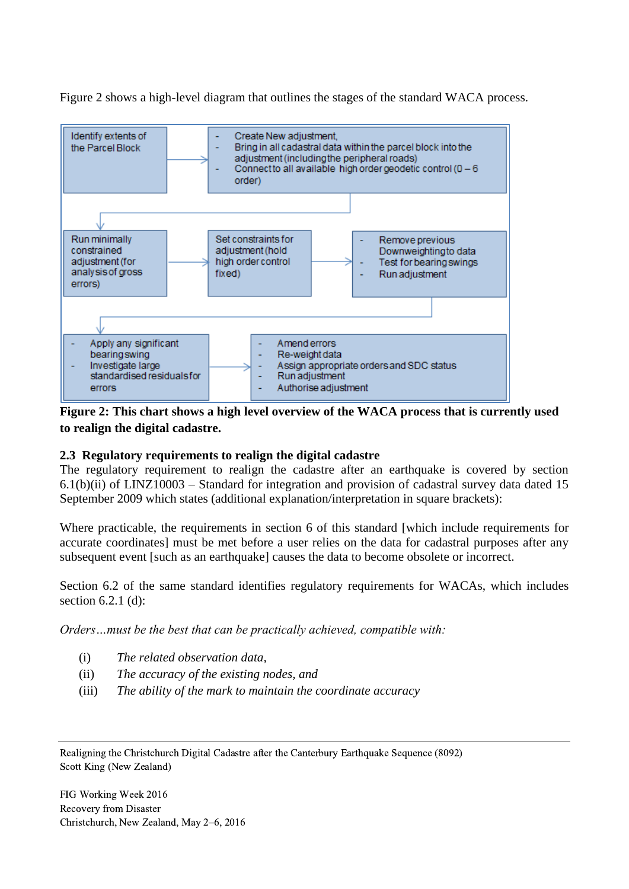Figure 2 shows a high-level diagram that outlines the stages of the standard WACA process.

Identify extents of the Parcel Block

- Create New adjustment,
- Bring in all cadastral data within the parcel block into the adjustment (including the peripheral roads)
- Connect to all available high order geodetic control (0 – 6 order)

Run minimally constrained adjustment (for analysis of gross errors)

Set constraints for adjustment (hold high order control fixed)

- Remove previous Downweighting to data
- Test for bearing swings
- Run adjustment

- Apply any significant bearing swing
- Investigate large standardised residuals for errors

- Amend errors
- Re-weight data
- Assign appropriate orders and SDC status
- Run adjustment
- Authorise adjustment

**Figure 2: This chart shows a high level overview of the WACA process that is currently used to realign the digital cadastre.**

### 2.3 Regulatory requirements to realign the digital cadastre

The regulatory requirement to realign the cadastre after an earthquake is covered by section 6.1(b)(ii) of LINZ10003 – Standard for integration and provision of cadastral survey data dated 15 September 2009 which states (additional explanation/interpretation in square brackets):

Where practicable, the requirements in section 6 of this standard [which include requirements for accurate coordinates] must be met before a user relies on the data for cadastral purposes after any subsequent event [such as an earthquake] causes the data to become obsolete or incorrect.

Section 6.2 of the same standard identifies regulatory requirements for WACAs, which includes section 6.2.1 (d):

*Orders…must be the best that can be practically achieved, compatible with:*

(i) *The related observation data,*
(ii) *The accuracy of the existing nodes, and*
(iii) *The ability of the mark to maintain the coordinate accuracy*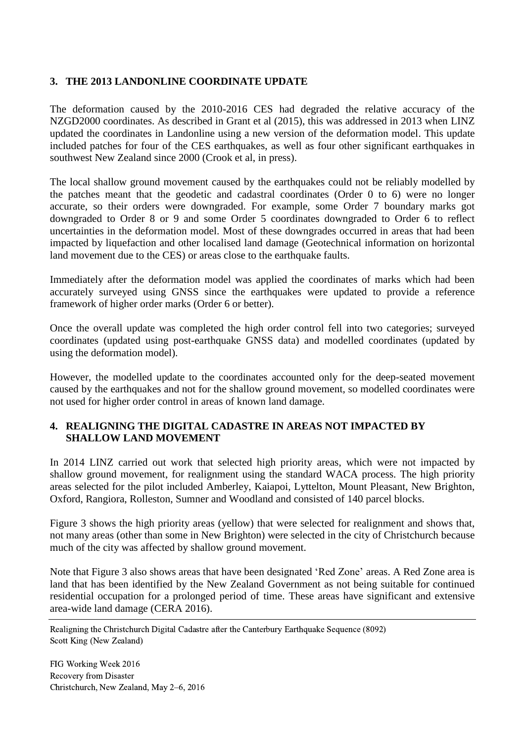## 3. THE 2013 LANDONLINE COORDINATE UPDATE

The deformation caused by the 2010-2016 CES had degraded the relative accuracy of the NZGD2000 coordinates. As described in Grant et al (2015), this was addressed in 2013 when LINZ updated the coordinates in Landonline using a new version of the deformation model. This update included patches for four of the CES earthquakes, as well as four other significant earthquakes in southwest New Zealand since 2000 (Crook et al, in press).

The local shallow ground movement caused by the earthquakes could not be reliably modelled by the patches meant that the geodetic and cadastral coordinates (Order 0 to 6) were no longer accurate, so their orders were downgraded. For example, some Order 7 boundary marks got downgraded to Order 8 or 9 and some Order 5 coordinates downgraded to Order 6 to reflect uncertainties in the deformation model. Most of these downgrades occurred in areas that had been impacted by liquefaction and other localised land damage (Geotechnical information on horizontal land movement due to the CES) or areas close to the earthquake faults.

Immediately after the deformation model was applied the coordinates of marks which had been accurately surveyed using GNSS since the earthquakes were updated to provide a reference framework of higher order marks (Order 6 or better).

Once the overall update was completed the high order control fell into two categories; surveyed coordinates (updated using post-earthquake GNSS data) and modelled coordinates (updated by using the deformation model).

However, the modelled update to the coordinates accounted only for the deep-seated movement caused by the earthquakes and not for the shallow ground movement, so modelled coordinates were not used for higher order control in areas of known land damage.

## 4. REALIGNING THE DIGITAL CADASTRE IN AREAS NOT IMPACTED BY SHALLOW LAND MOVEMENT

In 2014 LINZ carried out work that selected high priority areas, which were not impacted by shallow ground movement, for realignment using the standard WACA process. The high priority areas selected for the pilot included Amberley, Kaiapoi, Lyttelton, Mount Pleasant, New Brighton, Oxford, Rangiora, Rolleston, Sumner and Woodland and consisted of 140 parcel blocks.

Figure 3 shows the high priority areas (yellow) that were selected for realignment and shows that, not many areas (other than some in New Brighton) were selected in the city of Christchurch because much of the city was affected by shallow ground movement.

Note that Figure 3 also shows areas that have been designated 'Red Zone' areas. A Red Zone area is land that has been identified by the New Zealand Government as not being suitable for continued residential occupation for a prolonged period of time. These areas have significant and extensive area-wide land damage (CERA 2016).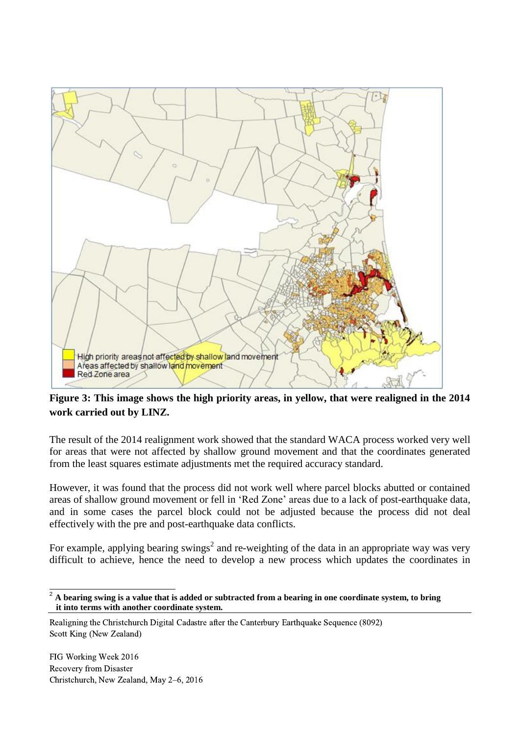**Figure 3: This image shows the high priority areas, in yellow, that were realigned in the 2014 work carried out by LINZ.**

The result of the 2014 realignment work showed that the standard WACA process worked very well for areas that were not affected by shallow ground movement and that the coordinates generated from the least squares estimate adjustments met the required accuracy standard.

However, it was found that the process did not work well where parcel blocks abutted or contained areas of shallow ground movement or fell in 'Red Zone' areas due to a lack of post-earthquake data, and in some cases the parcel block could not be adjusted because the process did not deal effectively with the pre and post-earthquake data conflicts.

For example, applying bearing swings[2] and re-weighting of the data in an appropriate way was very difficult to achieve, hence the need to develop a new process which updates the coordinates in

---

[2] **A bearing swing is a value that is added or subtracted from a bearing in one coordinate system, to bring it into terms with another coordinate system.**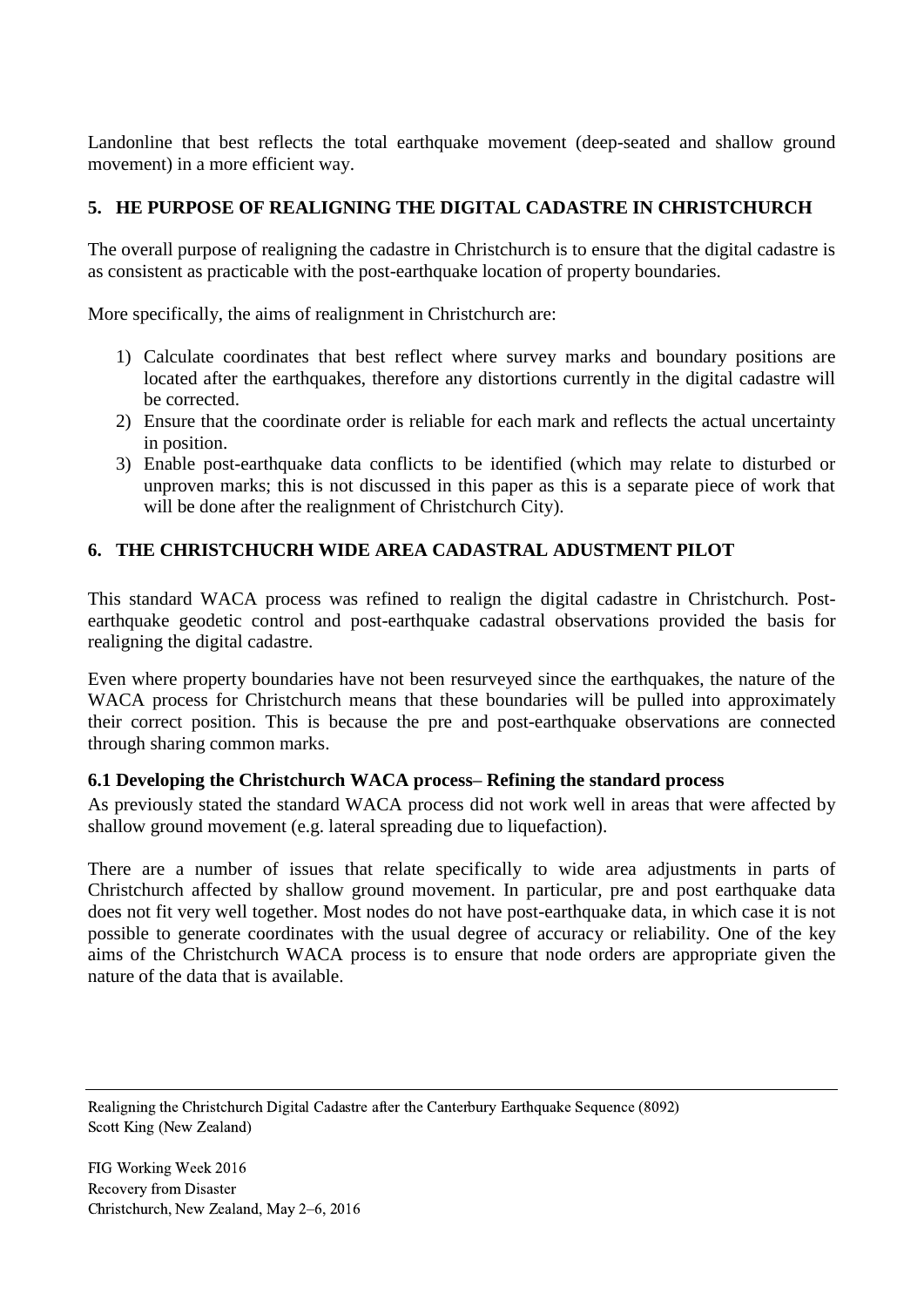Landonline that best reflects the total earthquake movement (deep-seated and shallow ground movement) in a more efficient way.

## 5. HE PURPOSE OF REALIGNING THE DIGITAL CADASTRE IN CHRISTCHURCH

The overall purpose of realigning the cadastre in Christchurch is to ensure that the digital cadastre is as consistent as practicable with the post-earthquake location of property boundaries.

More specifically, the aims of realignment in Christchurch are:

1) Calculate coordinates that best reflect where survey marks and boundary positions are located after the earthquakes, therefore any distortions currently in the digital cadastre will be corrected.
2) Ensure that the coordinate order is reliable for each mark and reflects the actual uncertainty in position.
3) Enable post-earthquake data conflicts to be identified (which may relate to disturbed or unproven marks; this is not discussed in this paper as this is a separate piece of work that will be done after the realignment of Christchurch City).

## 6. THE CHRISTCHUCRH WIDE AREA CADASTRAL ADUSTMENT PILOT

This standard WACA process was refined to realign the digital cadastre in Christchurch. Post-earthquake geodetic control and post-earthquake cadastral observations provided the basis for realigning the digital cadastre.

Even where property boundaries have not been resurveyed since the earthquakes, the nature of the WACA process for Christchurch means that these boundaries will be pulled into approximately their correct position. This is because the pre and post-earthquake observations are connected through sharing common marks.

### 6.1 Developing the Christchurch WACA process– Refining the standard process

As previously stated the standard WACA process did not work well in areas that were affected by shallow ground movement (e.g. lateral spreading due to liquefaction).

There are a number of issues that relate specifically to wide area adjustments in parts of Christchurch affected by shallow ground movement. In particular, pre and post earthquake data does not fit very well together. Most nodes do not have post-earthquake data, in which case it is not possible to generate coordinates with the usual degree of accuracy or reliability. One of the key aims of the Christchurch WACA process is to ensure that node orders are appropriate given the nature of the data that is available.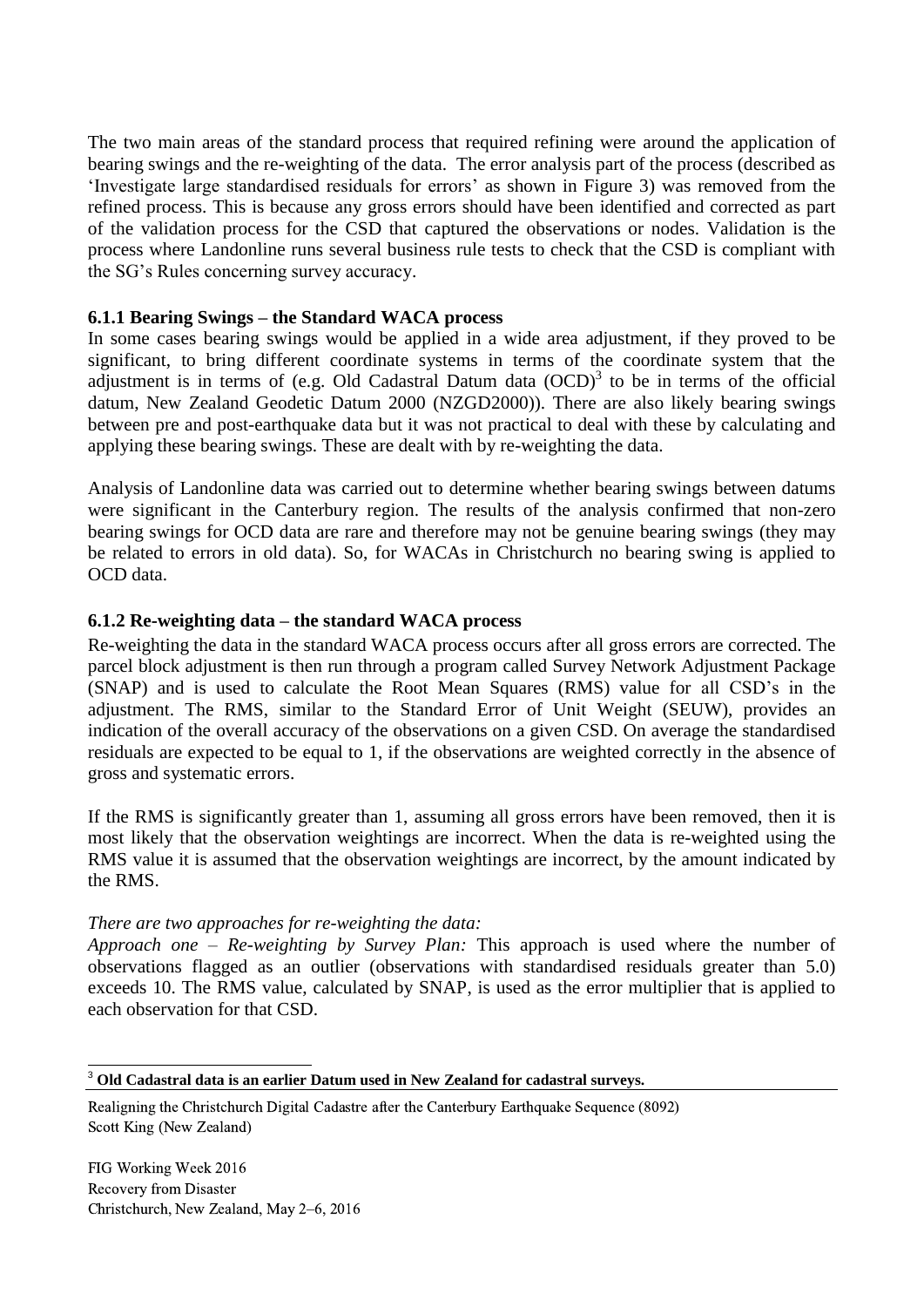The two main areas of the standard process that required refining were around the application of bearing swings and the re-weighting of the data. The error analysis part of the process (described as 'Investigate large standardised residuals for errors' as shown in Figure 3) was removed from the refined process. This is because any gross errors should have been identified and corrected as part of the validation process for the CSD that captured the observations or nodes. Validation is the process where Landonline runs several business rule tests to check that the CSD is compliant with the SG's Rules concerning survey accuracy.

### 6.1.1 Bearing Swings – the Standard WACA process

In some cases bearing swings would be applied in a wide area adjustment, if they proved to be significant, to bring different coordinate systems in terms of the coordinate system that the adjustment is in terms of (e.g. Old Cadastral Datum data (OCD)[3] to be in terms of the official datum, New Zealand Geodetic Datum 2000 (NZGD2000)). There are also likely bearing swings between pre and post-earthquake data but it was not practical to deal with these by calculating and applying these bearing swings. These are dealt with by re-weighting the data.

Analysis of Landonline data was carried out to determine whether bearing swings between datums were significant in the Canterbury region. The results of the analysis confirmed that non-zero bearing swings for OCD data are rare and therefore may not be genuine bearing swings (they may be related to errors in old data). So, for WACAs in Christchurch no bearing swing is applied to OCD data.

### 6.1.2 Re-weighting data – the standard WACA process

Re-weighting the data in the standard WACA process occurs after all gross errors are corrected. The parcel block adjustment is then run through a program called Survey Network Adjustment Package (SNAP) and is used to calculate the Root Mean Squares (RMS) value for all CSD's in the adjustment. The RMS, similar to the Standard Error of Unit Weight (SEUW), provides an indication of the overall accuracy of the observations on a given CSD. On average the standardised residuals are expected to be equal to 1, if the observations are weighted correctly in the absence of gross and systematic errors.

If the RMS is significantly greater than 1, assuming all gross errors have been removed, then it is most likely that the observation weightings are incorrect. When the data is re-weighted using the RMS value it is assumed that the observation weightings are incorrect, by the amount indicated by the RMS.

*There are two approaches for re-weighting the data:*

*Approach one – Re-weighting by Survey Plan:* This approach is used where the number of observations flagged as an outlier (observations with standardised residuals greater than 5.0) exceeds 10. The RMS value, calculated by SNAP, is used as the error multiplier that is applied to each observation for that CSD.

---

[3] **Old Cadastral data is an earlier Datum used in New Zealand for cadastral surveys.**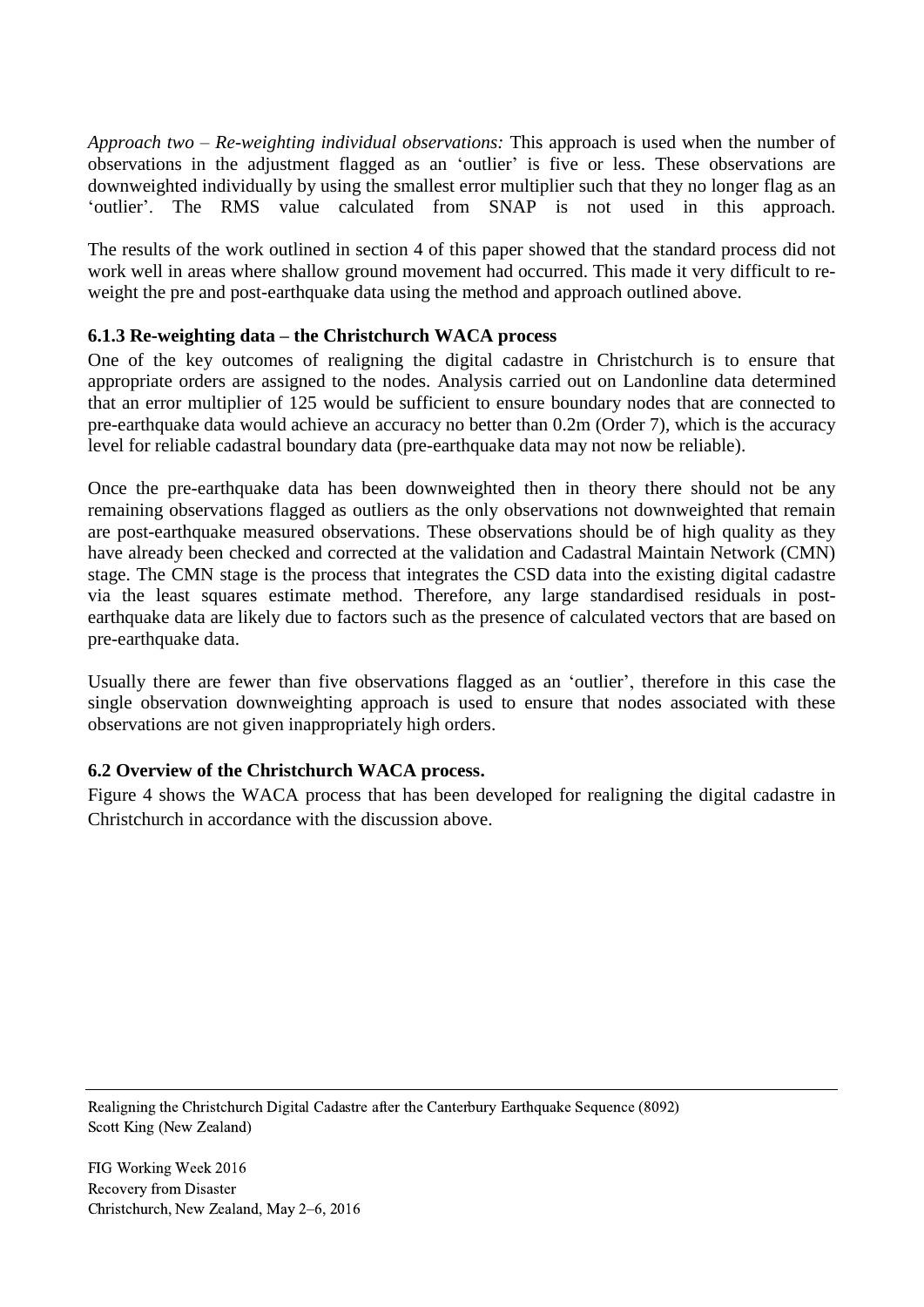*Approach two – Re-weighting individual observations:* This approach is used when the number of observations in the adjustment flagged as an 'outlier' is five or less. These observations are downweighted individually by using the smallest error multiplier such that they no longer flag as an 'outlier'. The RMS value calculated from SNAP is not used in this approach.

The results of the work outlined in section 4 of this paper showed that the standard process did not work well in areas where shallow ground movement had occurred. This made it very difficult to re-weight the pre and post-earthquake data using the method and approach outlined above.

### 6.1.3 Re-weighting data – the Christchurch WACA process

One of the key outcomes of realigning the digital cadastre in Christchurch is to ensure that appropriate orders are assigned to the nodes. Analysis carried out on Landonline data determined that an error multiplier of 125 would be sufficient to ensure boundary nodes that are connected to pre-earthquake data would achieve an accuracy no better than 0.2m (Order 7), which is the accuracy level for reliable cadastral boundary data (pre-earthquake data may not now be reliable).

Once the pre-earthquake data has been downweighted then in theory there should not be any remaining observations flagged as outliers as the only observations not downweighted that remain are post-earthquake measured observations. These observations should be of high quality as they have already been checked and corrected at the validation and Cadastral Maintain Network (CMN) stage. The CMN stage is the process that integrates the CSD data into the existing digital cadastre via the least squares estimate method. Therefore, any large standardised residuals in post-earthquake data are likely due to factors such as the presence of calculated vectors that are based on pre-earthquake data.

Usually there are fewer than five observations flagged as an 'outlier', therefore in this case the single observation downweighting approach is used to ensure that nodes associated with these observations are not given inappropriately high orders.

## 6.2 Overview of the Christchurch WACA process.

Figure 4 shows the WACA process that has been developed for realigning the digital cadastre in Christchurch in accordance with the discussion above.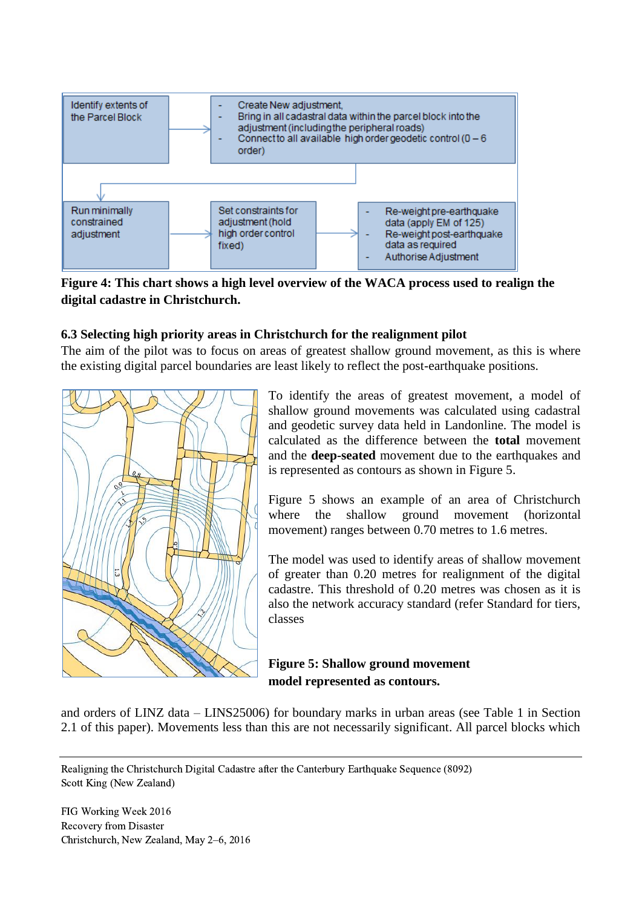Identify extents of the Parcel Block

- Create New adjustment,
- Bring in all cadastral data within the parcel block into the adjustment (including the peripheral roads)
- Connect to all available high order geodetic control (0 – 6 order)

Run minimally constrained adjustment

Set constraints for adjustment (hold high order control fixed)

- Re-weight pre-earthquake data (apply EM of 125)
- Re-weight post-earthquake data as required
- Authorise Adjustment

**Figure 4: This chart shows a high level overview of the WACA process used to realign the digital cadastre in Christchurch.**

### 6.3 Selecting high priority areas in Christchurch for the realignment pilot

The aim of the pilot was to focus on areas of greatest shallow ground movement, as this is where the existing digital parcel boundaries are least likely to reflect the post-earthquake positions.

To identify the areas of greatest movement, a model of shallow ground movements was calculated using cadastral and geodetic survey data held in Landonline. The model is calculated as the difference between the **total** movement and the **deep-seated** movement due to the earthquakes and is represented as contours as shown in Figure 5.

Figure 5 shows an example of an area of Christchurch where the shallow ground movement (horizontal movement) ranges between 0.70 metres to 1.6 metres.

The model was used to identify areas of shallow movement of greater than 0.20 metres for realignment of the digital cadastre. This threshold of 0.20 metres was chosen as it is also the network accuracy standard (refer Standard for tiers, classes and orders of LINZ data – LINS25006) for boundary marks in urban areas (see Table 1 in Section 2.1 of this paper). Movements less than this are not necessarily significant. All parcel blocks which

**Figure 5: Shallow ground movement model represented as contours.**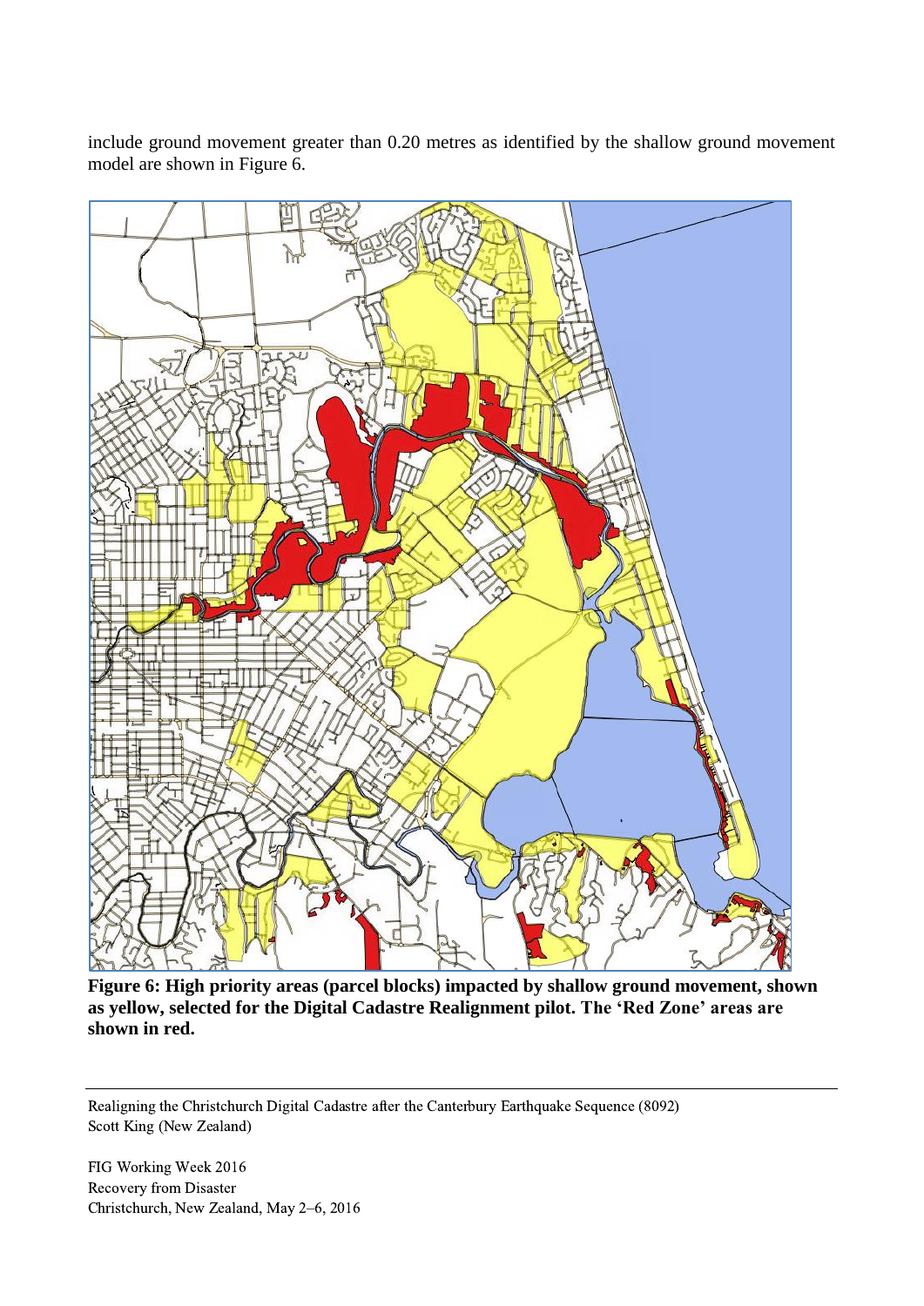include ground movement greater than 0.20 metres as identified by the shallow ground movement model are shown in Figure 6.

**Figure 6: High priority areas (parcel blocks) impacted by shallow ground movement, shown as yellow, selected for the Digital Cadastre Realignment pilot. The 'Red Zone' areas are shown in red.**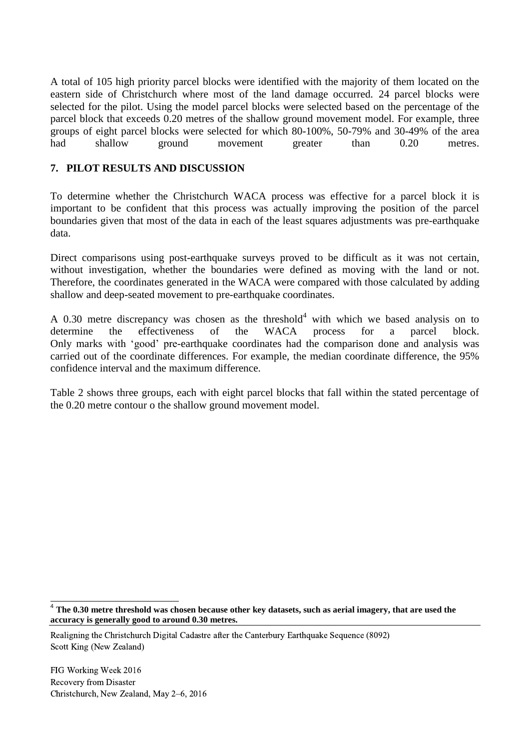A total of 105 high priority parcel blocks were identified with the majority of them located on the eastern side of Christchurch where most of the land damage occurred. 24 parcel blocks were selected for the pilot. Using the model parcel blocks were selected based on the percentage of the parcel block that exceeds 0.20 metres of the shallow ground movement model. For example, three groups of eight parcel blocks were selected for which 80-100%, 50-79% and 30-49% of the area had shallow ground movement greater than 0.20 metres.

## 7. PILOT RESULTS AND DISCUSSION

To determine whether the Christchurch WACA process was effective for a parcel block it is important to be confident that this process was actually improving the position of the parcel boundaries given that most of the data in each of the least squares adjustments was pre-earthquake data.

Direct comparisons using post-earthquake surveys proved to be difficult as it was not certain, without investigation, whether the boundaries were defined as moving with the land or not. Therefore, the coordinates generated in the WACA were compared with those calculated by adding shallow and deep-seated movement to pre-earthquake coordinates.

A 0.30 metre discrepancy was chosen as the threshold[4] with which we based analysis on to determine the effectiveness of the WACA process for a parcel block. Only marks with 'good' pre-earthquake coordinates had the comparison done and analysis was carried out of the coordinate differences. For example, the median coordinate difference, the 95% confidence interval and the maximum difference.

Table 2 shows three groups, each with eight parcel blocks that fall within the stated percentage of the 0.20 metre contour o the shallow ground movement model.

[4] **The 0.30 metre threshold was chosen because other key datasets, such as aerial imagery, that are used the accuracy is generally good to around 0.30 metres.**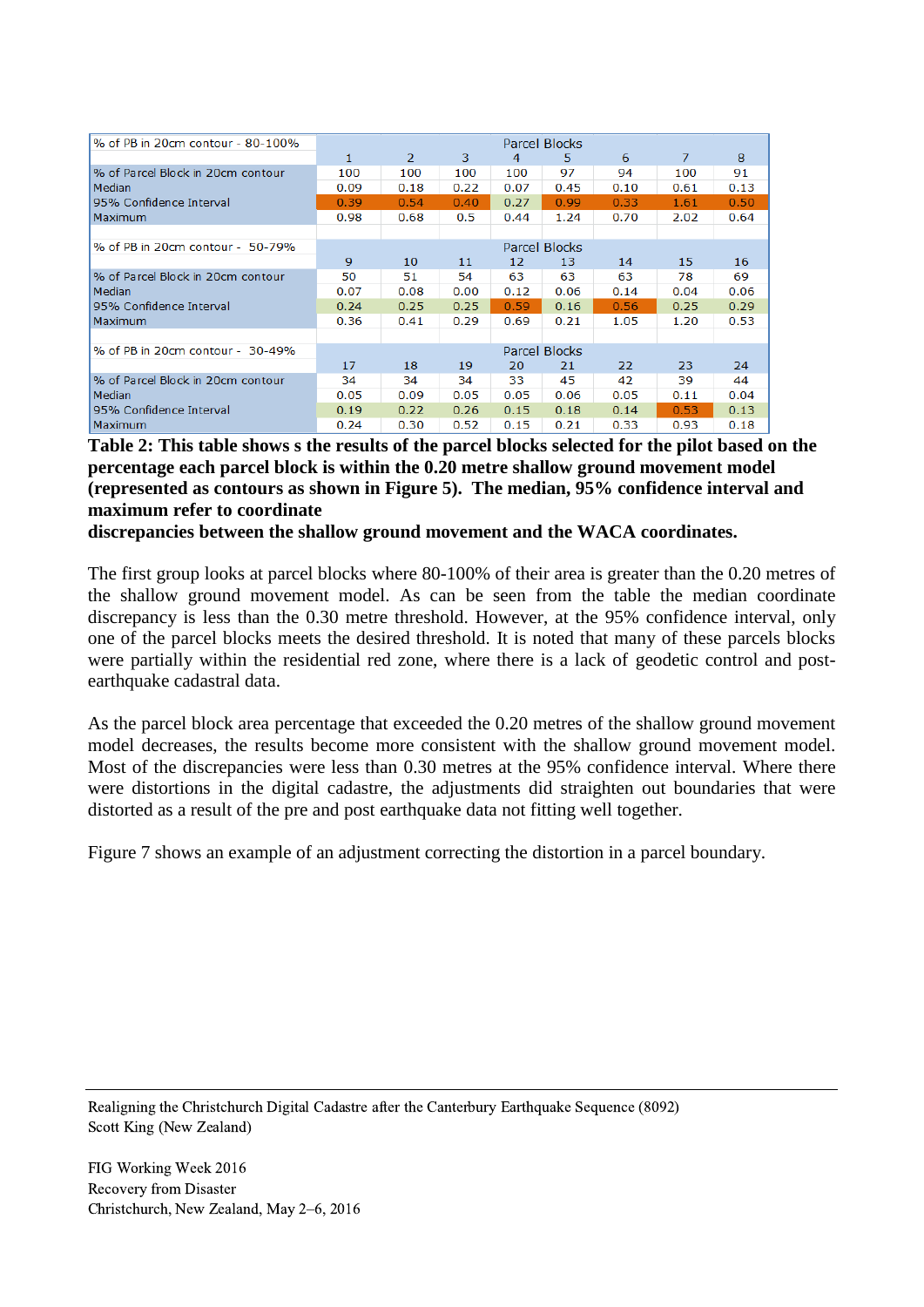| % of PB in 20cm contour - 80-100% | Parcel Blocks | | | | | | | |
|---|---|---|---|---|---|---|---|---|
| | 1 | 2 | 3 | 4 | 5 | 6 | 7 | 8 |
| % of Parcel Block in 20cm contour | 100 | 100 | 100 | 100 | 97 | 94 | 100 | 91 |
| Median | 0.09 | 0.18 | 0.22 | 0.07 | 0.45 | 0.10 | 0.61 | 0.13 |
| 95% Confidence Interval | 0.39 | 0.54 | 0.40 | 0.27 | 0.99 | 0.33 | 1.61 | 0.50 |
| Maximum | 0.98 | 0.68 | 0.5 | 0.44 | 1.24 | 0.70 | 2.02 | 0.64 |
| | | | | | | | | |
| % of PB in 20cm contour - 50-79% | Parcel Blocks | | | | | | | |
| | 9 | 10 | 11 | 12 | 13 | 14 | 15 | 16 |
| % of Parcel Block in 20cm contour | 50 | 51 | 54 | 63 | 63 | 63 | 78 | 69 |
| Median | 0.07 | 0.08 | 0.00 | 0.12 | 0.06 | 0.14 | 0.04 | 0.06 |
| 95% Confidence Interval | 0.24 | 0.25 | 0.25 | 0.59 | 0.16 | 0.56 | 0.25 | 0.29 |
| Maximum | 0.36 | 0.41 | 0.29 | 0.69 | 0.21 | 1.05 | 1.20 | 0.53 |
| | | | | | | | | |
| % of PB in 20cm contour - 30-49% | Parcel Blocks | | | | | | | |
| | 17 | 18 | 19 | 20 | 21 | 22 | 23 | 24 |
| % of Parcel Block in 20cm contour | 34 | 34 | 34 | 33 | 45 | 42 | 39 | 44 |
| Median | 0.05 | 0.09 | 0.05 | 0.05 | 0.06 | 0.05 | 0.11 | 0.04 |
| 95% Confidence Interval | 0.19 | 0.22 | 0.26 | 0.15 | 0.18 | 0.14 | 0.53 | 0.13 |
| Maximum | 0.24 | 0.30 | 0.52 | 0.15 | 0.21 | 0.33 | 0.93 | 0.18 |

**Table 2: This table shows s the results of the parcel blocks selected for the pilot based on the percentage each parcel block is within the 0.20 metre shallow ground movement model (represented as contours as shown in Figure 5). The median, 95% confidence interval and maximum refer to coordinate discrepancies between the shallow ground movement and the WACA coordinates.**

The first group looks at parcel blocks where 80-100% of their area is greater than the 0.20 metres of the shallow ground movement model. As can be seen from the table the median coordinate discrepancy is less than the 0.30 metre threshold. However, at the 95% confidence interval, only one of the parcel blocks meets the desired threshold. It is noted that many of these parcels blocks were partially within the residential red zone, where there is a lack of geodetic control and post-earthquake cadastral data.

As the parcel block area percentage that exceeded the 0.20 metres of the shallow ground movement model decreases, the results become more consistent with the shallow ground movement model. Most of the discrepancies were less than 0.30 metres at the 95% confidence interval. Where there were distortions in the digital cadastre, the adjustments did straighten out boundaries that were distorted as a result of the pre and post earthquake data not fitting well together.

Figure 7 shows an example of an adjustment correcting the distortion in a parcel boundary.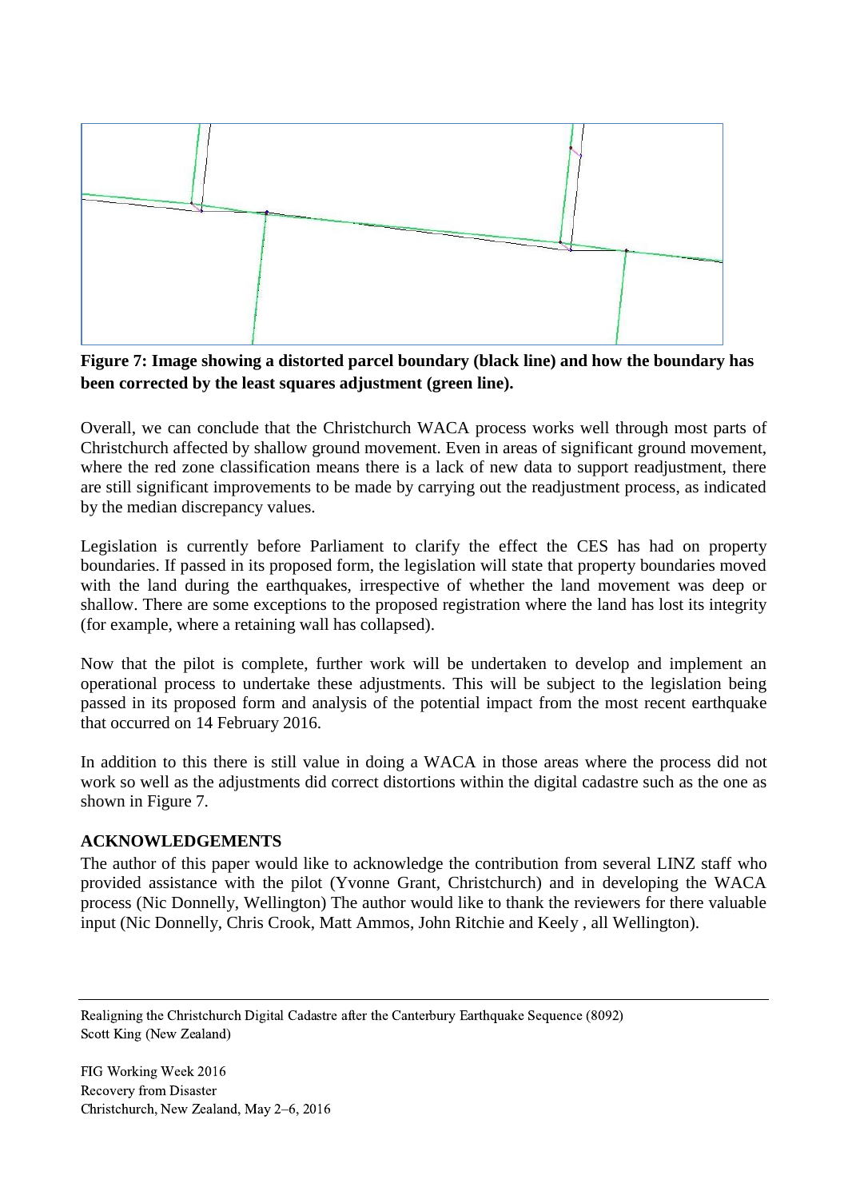**Figure 7: Image showing a distorted parcel boundary (black line) and how the boundary has been corrected by the least squares adjustment (green line).**

Overall, we can conclude that the Christchurch WACA process works well through most parts of Christchurch affected by shallow ground movement. Even in areas of significant ground movement, where the red zone classification means there is a lack of new data to support readjustment, there are still significant improvements to be made by carrying out the readjustment process, as indicated by the median discrepancy values.

Legislation is currently before Parliament to clarify the effect the CES has had on property boundaries. If passed in its proposed form, the legislation will state that property boundaries moved with the land during the earthquakes, irrespective of whether the land movement was deep or shallow. There are some exceptions to the proposed registration where the land has lost its integrity (for example, where a retaining wall has collapsed).

Now that the pilot is complete, further work will be undertaken to develop and implement an operational process to undertake these adjustments. This will be subject to the legislation being passed in its proposed form and analysis of the potential impact from the most recent earthquake that occurred on 14 February 2016.

In addition to this there is still value in doing a WACA in those areas where the process did not work so well as the adjustments did correct distortions within the digital cadastre such as the one as shown in Figure 7.

## ACKNOWLEDGEMENTS

The author of this paper would like to acknowledge the contribution from several LINZ staff who provided assistance with the pilot (Yvonne Grant, Christchurch) and in developing the WACA process (Nic Donnelly, Wellington) The author would like to thank the reviewers for there valuable input (Nic Donnelly, Chris Crook, Matt Ammos, John Ritchie and Keely , all Wellington).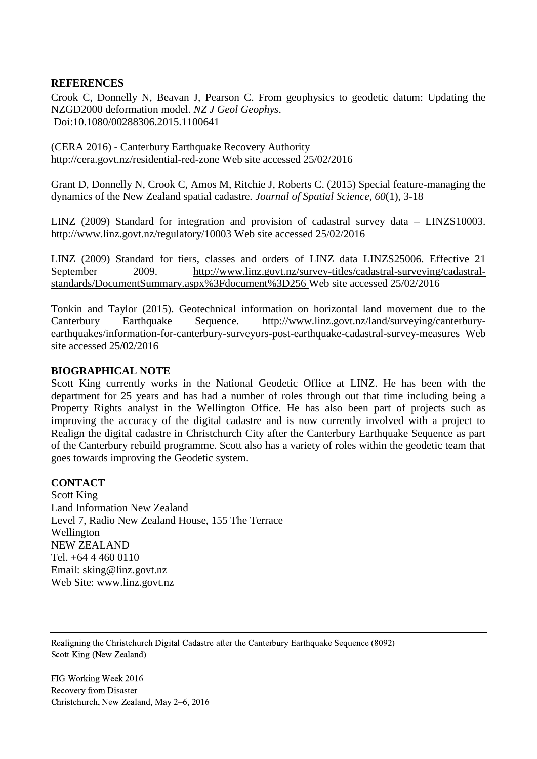## REFERENCES

Crook C, Donnelly N, Beavan J, Pearson C. From geophysics to geodetic datum: Updating the NZGD2000 deformation model. *NZ J Geol Geophys*.
Doi:10.1080/00288306.2015.1100641

(CERA 2016) - Canterbury Earthquake Recovery Authority
http://cera.govt.nz/residential-red-zone Web site accessed 25/02/2016

Grant D, Donnelly N, Crook C, Amos M, Ritchie J, Roberts C. (2015) Special feature-managing the dynamics of the New Zealand spatial cadastre. *Journal of Spatial Science, 60*(1), 3-18

LINZ (2009) Standard for integration and provision of cadastral survey data – LINZS10003. http://www.linz.govt.nz/regulatory/10003 Web site accessed 25/02/2016

LINZ (2009) Standard for tiers, classes and orders of LINZ data LINZS25006. Effective 21 September 2009. http://www.linz.govt.nz/survey-titles/cadastral-surveying/cadastral-standards/DocumentSummary.aspx%3Fdocument%3D256 Web site accessed 25/02/2016

Tonkin and Taylor (2015). Geotechnical information on horizontal land movement due to the Canterbury Earthquake Sequence. http://www.linz.govt.nz/land/surveying/canterbury-earthquakes/information-for-canterbury-surveyors-post-earthquake-cadastral-survey-measures Web site accessed 25/02/2016

## BIOGRAPHICAL NOTE

Scott King currently works in the National Geodetic Office at LINZ. He has been with the department for 25 years and has had a number of roles through out that time including being a Property Rights analyst in the Wellington Office. He has also been part of projects such as improving the accuracy of the digital cadastre and is now currently involved with a project to Realign the digital cadastre in Christchurch City after the Canterbury Earthquake Sequence as part of the Canterbury rebuild programme. Scott also has a variety of roles within the geodetic team that goes towards improving the Geodetic system.

## CONTACT

Scott King
Land Information New Zealand
Level 7, Radio New Zealand House, 155 The Terrace
Wellington
NEW ZEALAND
Tel. +64 4 460 0110
Email: sking@linz.govt.nz
Web Site: www.linz.govt.nz